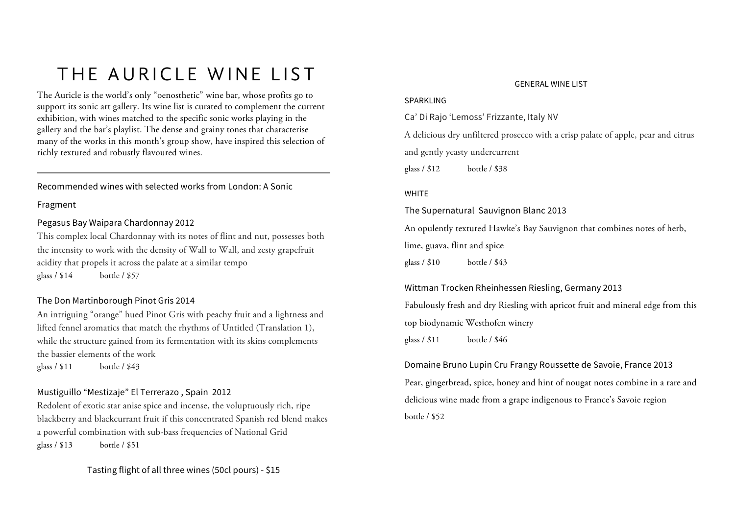# THE AURICLE WINE LIST

The Auricle is the world's only "oenosthetic" wine bar, whose profits go to support its sonic art gallery. Its wine list is curated to complement the current exhibition, with wines matched to the specific sonic works playing in the gallery and the bar's playlist. The dense and grainy tones that characterise many of the works in this month's group show, have inspired this selection of richly textured and robustly flavoured wines.

---

## Recommended wines with selected works from London: A Sonic Fragment

### Pegasus Bay Waipara Chardonnay 2012

This complex local Chardonnay with its notes of flint and nut, possesses both the intensity to work with the density of Wall to Wall, and zesty grapefruit acidity that propels it across the palate at a similar tempo

glass / $14 bottle / $57

### The Don Martinborough Pinot Gris 2014

An intriguing "orange" hued Pinot Gris with peachy fruit and a lightness and lifted fennel aromatics that match the rhythms of Untitled (Translation 1), while the structure gained from its fermentation with its skins complements the bassier elements of the work

glass / $11 bottle / $43

### Mustiguillo "Mestizaje" El Tererrazo , Spain 2012

Redolent of exotic star anise spice and incense, the voluptuously rich, ripe blackberry and blackcurrant fruit if this concentrated Spanish red blend makes a powerful combination with sub-bass frequencies of National Grid

glass / $13 bottle / $51

Tasting flight of all three wines (50cl pours) - $15

## GENERAL WINE LIST

### SPARKLING

#### Ca' Di Rajo 'Lemoss' Frizzante, Italy NV

A delicious dry unfiltered prosecco with a crisp palate of apple, pear and citrus and gently yeasty undercurrent

glass / $12 bottle / $38

### WHITE

#### The Supernatural Sauvignon Blanc 2013

An opulently textured Hawke's Bay Sauvignon that combines notes of herb, lime, guava, flint and spice

glass / $10 bottle / $43

#### Wittman Trocken Rheinhessen Riesling, Germany 2013

Fabulously fresh and dry Riesling with apricot fruit and mineral edge from this top biodynamic Westhofen winery

glass / $11 bottle / $46

#### Domaine Bruno Lupin Cru Frangy Roussette de Savoie, France 2013

Pear, gingerbread, spice, honey and hint of nougat notes combine in a rare and delicious wine made from a grape indigenous to France's Savoie region

bottle / $52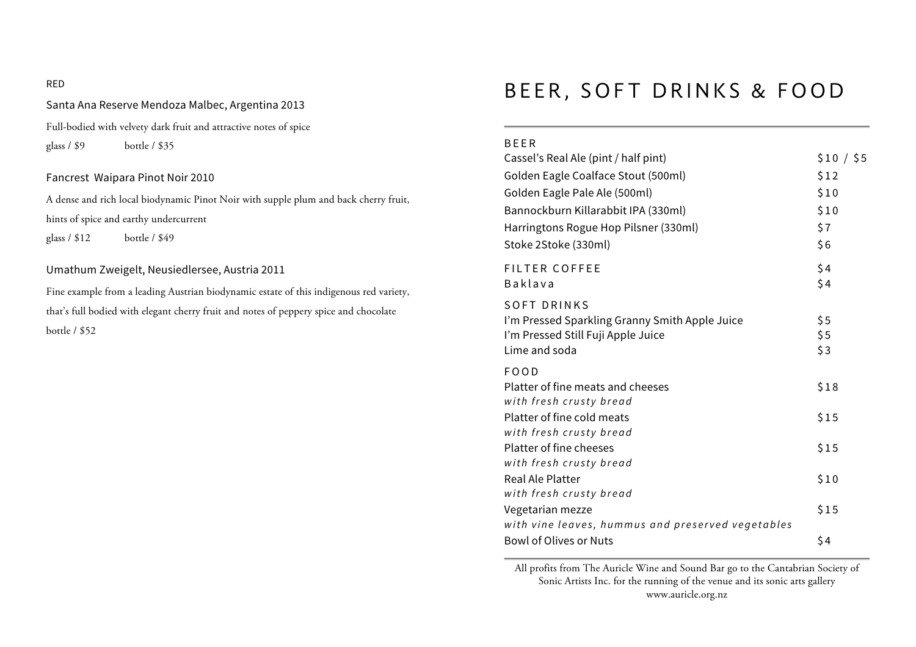RED

### Santa Ana Reserve Mendoza Malbec, Argentina 2013

Full-bodied with velvety dark fruit and attractive notes of spice

glass / $9 bottle / $35

### Fancrest Waipara Pinot Noir 2010

A dense and rich local biodynamic Pinot Noir with supple plum and back cherry fruit, hints of spice and earthy undercurrent

glass / $12 bottle / $49

### Umathum Zweigelt, Neusiedlersee, Austria 2011

Fine example from a leading Austrian biodynamic estate of this indigenous red variety, that's full bodied with elegant cherry fruit and notes of peppery spice and chocolate

bottle / $52

# BEER, SOFT DRINKS & FOOD

## BEER

| | |
|---|---|
| Cassel's Real Ale (pint / half pint) | $10 / $5 |
| Golden Eagle Coalface Stout (500ml) | $12 |
| Golden Eagle Pale Ale (500ml) | $10 |
| Bannockburn Killarabbit IPA (330ml) | $10 |
| Harringtons Rogue Hop Pilsner (330ml) | $7 |
| Stoke 2Stoke (330ml) | $6 |

| | |
|---|---|
| FILTER COFFEE | $4 |
| Baklava | $4 |

## SOFT DRINKS

| | |
|---|---|
| I'm Pressed Sparkling Granny Smith Apple Juice | $5 |
| I'm Pressed Still Fuji Apple Juice | $5 |
| Lime and soda | $3 |

## FOOD

| | |
|---|---|
| Platter of fine meats and cheeses *with fresh crusty bread* | $18 |
| Platter of fine cold meats *with fresh crusty bread* | $15 |
| Platter of fine cheeses *with fresh crusty bread* | $15 |
| Real Ale Platter *with fresh crusty bread* | $10 |
| Vegetarian mezze *with vine leaves, hummus and preserved vegetables* | $15 |
| Bowl of Olives or Nuts | $4 |

All profits from The Auricle Wine and Sound Bar go to the Cantabrian Society of Sonic Artists Inc. for the running of the venue and its sonic arts gallery
www.auricle.org.nz